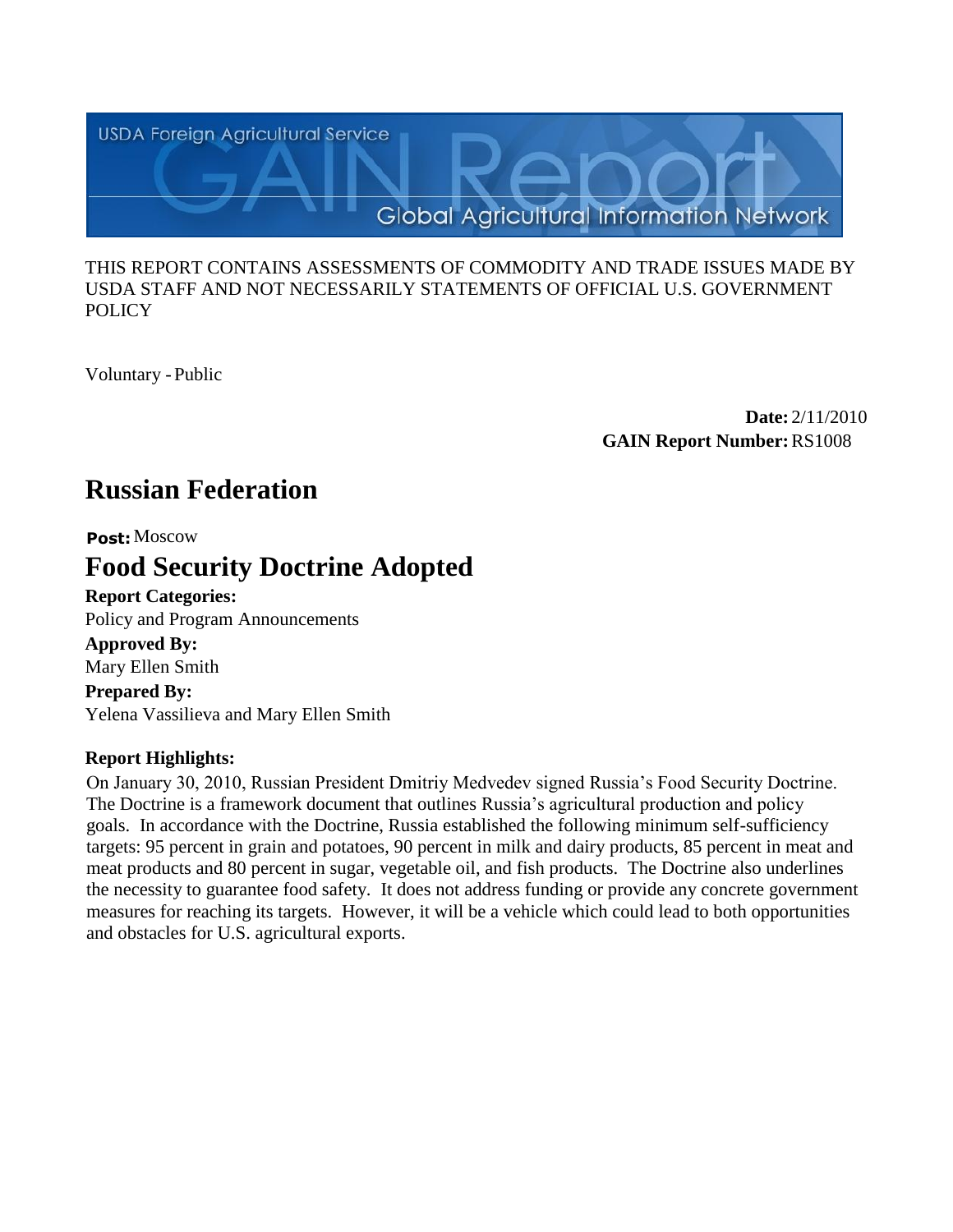USDA Foreign Agricultural Service

GAIN Report

Global Agricultural Information Network

THIS REPORT CONTAINS ASSESSMENTS OF COMMODITY AND TRADE ISSUES MADE BY USDA STAFF AND NOT NECESSARILY STATEMENTS OF OFFICIAL U.S. GOVERNMENT POLICY

Voluntary - Public

**Date:** 2/11/2010

**GAIN Report Number:** RS1008

# Russian Federation

**Post:** Moscow

# Food Security Doctrine Adopted

**Report Categories:**

Policy and Program Announcements

**Approved By:**

Mary Ellen Smith

**Prepared By:**

Yelena Vassilieva and Mary Ellen Smith

**Report Highlights:**

On January 30, 2010, Russian President Dmitriy Medvedev signed Russia's Food Security Doctrine. The Doctrine is a framework document that outlines Russia's agricultural production and policy goals. In accordance with the Doctrine, Russia established the following minimum self-sufficiency targets: 95 percent in grain and potatoes, 90 percent in milk and dairy products, 85 percent in meat and meat products and 80 percent in sugar, vegetable oil, and fish products. The Doctrine also underlines the necessity to guarantee food safety. It does not address funding or provide any concrete government measures for reaching its targets. However, it will be a vehicle which could lead to both opportunities and obstacles for U.S. agricultural exports.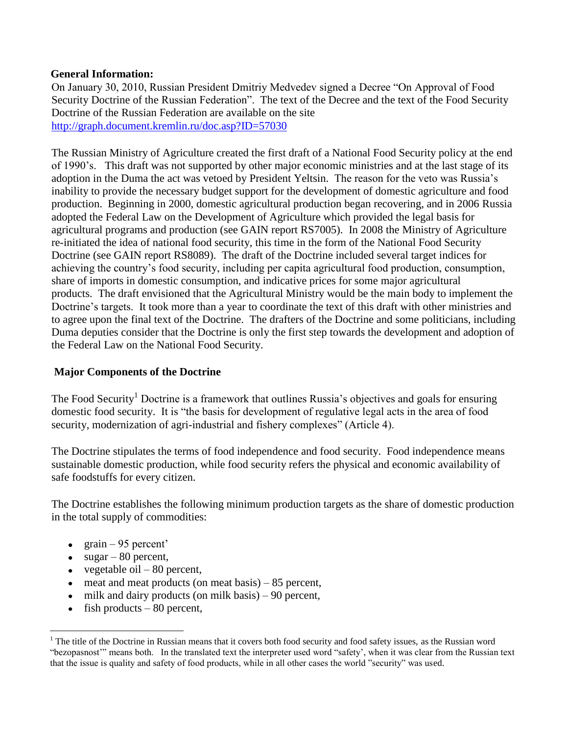**General Information:**

On January 30, 2010, Russian President Dmitriy Medvedev signed a Decree "On Approval of Food Security Doctrine of the Russian Federation". The text of the Decree and the text of the Food Security Doctrine of the Russian Federation are available on the site http://graph.document.kremlin.ru/doc.asp?ID=57030

The Russian Ministry of Agriculture created the first draft of a National Food Security policy at the end of 1990's. This draft was not supported by other major economic ministries and at the last stage of its adoption in the Duma the act was vetoed by President Yeltsin. The reason for the veto was Russia's inability to provide the necessary budget support for the development of domestic agriculture and food production. Beginning in 2000, domestic agricultural production began recovering, and in 2006 Russia adopted the Federal Law on the Development of Agriculture which provided the legal basis for agricultural programs and production (see GAIN report RS7005). In 2008 the Ministry of Agriculture re-initiated the idea of national food security, this time in the form of the National Food Security Doctrine (see GAIN report RS8089). The draft of the Doctrine included several target indices for achieving the country's food security, including per capita agricultural food production, consumption, share of imports in domestic consumption, and indicative prices for some major agricultural products. The draft envisioned that the Agricultural Ministry would be the main body to implement the Doctrine's targets. It took more than a year to coordinate the text of this draft with other ministries and to agree upon the final text of the Doctrine. The drafters of the Doctrine and some politicians, including Duma deputies consider that the Doctrine is only the first step towards the development and adoption of the Federal Law on the National Food Security.

**Major Components of the Doctrine**

The Food Security[1] Doctrine is a framework that outlines Russia's objectives and goals for ensuring domestic food security. It is "the basis for development of regulative legal acts in the area of food security, modernization of agri-industrial and fishery complexes" (Article 4).

The Doctrine stipulates the terms of food independence and food security. Food independence means sustainable domestic production, while food security refers the physical and economic availability of safe foodstuffs for every citizen.

The Doctrine establishes the following minimum production targets as the share of domestic production in the total supply of commodities:

- grain – 95 percent'
- sugar – 80 percent,
- vegetable oil – 80 percent,
- meat and meat products (on meat basis) – 85 percent,
- milk and dairy products (on milk basis) – 90 percent,
- fish products – 80 percent,

[1] The title of the Doctrine in Russian means that it covers both food security and food safety issues, as the Russian word "bezopasnost'" means both. In the translated text the interpreter used word "safety', when it was clear from the Russian text that the issue is quality and safety of food products, while in all other cases the world "security" was used.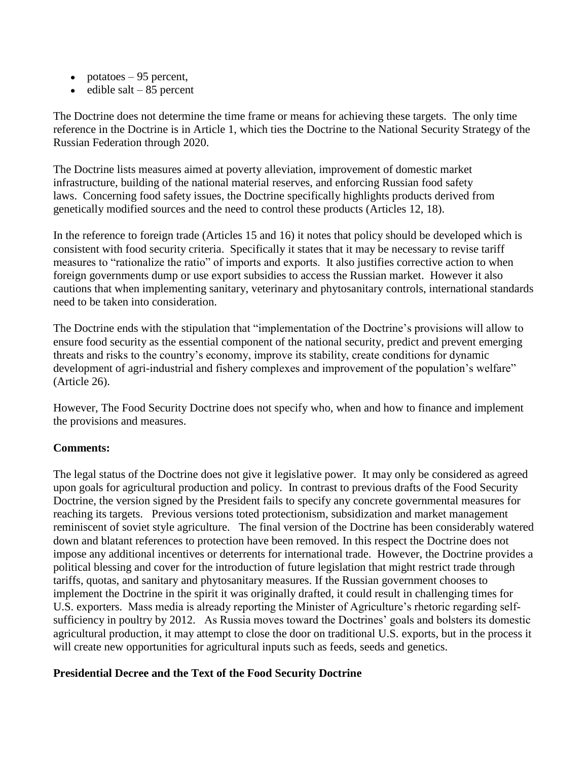- potatoes – 95 percent,
- edible salt – 85 percent

The Doctrine does not determine the time frame or means for achieving these targets. The only time reference in the Doctrine is in Article 1, which ties the Doctrine to the National Security Strategy of the Russian Federation through 2020.

The Doctrine lists measures aimed at poverty alleviation, improvement of domestic market infrastructure, building of the national material reserves, and enforcing Russian food safety laws. Concerning food safety issues, the Doctrine specifically highlights products derived from genetically modified sources and the need to control these products (Articles 12, 18).

In the reference to foreign trade (Articles 15 and 16) it notes that policy should be developed which is consistent with food security criteria. Specifically it states that it may be necessary to revise tariff measures to "rationalize the ratio" of imports and exports. It also justifies corrective action to when foreign governments dump or use export subsidies to access the Russian market. However it also cautions that when implementing sanitary, veterinary and phytosanitary controls, international standards need to be taken into consideration.

The Doctrine ends with the stipulation that "implementation of the Doctrine's provisions will allow to ensure food security as the essential component of the national security, predict and prevent emerging threats and risks to the country's economy, improve its stability, create conditions for dynamic development of agri-industrial and fishery complexes and improvement of the population's welfare" (Article 26).

However, The Food Security Doctrine does not specify who, when and how to finance and implement the provisions and measures.

**Comments:**

The legal status of the Doctrine does not give it legislative power. It may only be considered as agreed upon goals for agricultural production and policy. In contrast to previous drafts of the Food Security Doctrine, the version signed by the President fails to specify any concrete governmental measures for reaching its targets. Previous versions toted protectionism, subsidization and market management reminiscent of soviet style agriculture. The final version of the Doctrine has been considerably watered down and blatant references to protection have been removed. In this respect the Doctrine does not impose any additional incentives or deterrents for international trade. However, the Doctrine provides a political blessing and cover for the introduction of future legislation that might restrict trade through tariffs, quotas, and sanitary and phytosanitary measures. If the Russian government chooses to implement the Doctrine in the spirit it was originally drafted, it could result in challenging times for U.S. exporters. Mass media is already reporting the Minister of Agriculture's rhetoric regarding self-sufficiency in poultry by 2012. As Russia moves toward the Doctrines' goals and bolsters its domestic agricultural production, it may attempt to close the door on traditional U.S. exports, but in the process it will create new opportunities for agricultural inputs such as feeds, seeds and genetics.

**Presidential Decree and the Text of the Food Security Doctrine**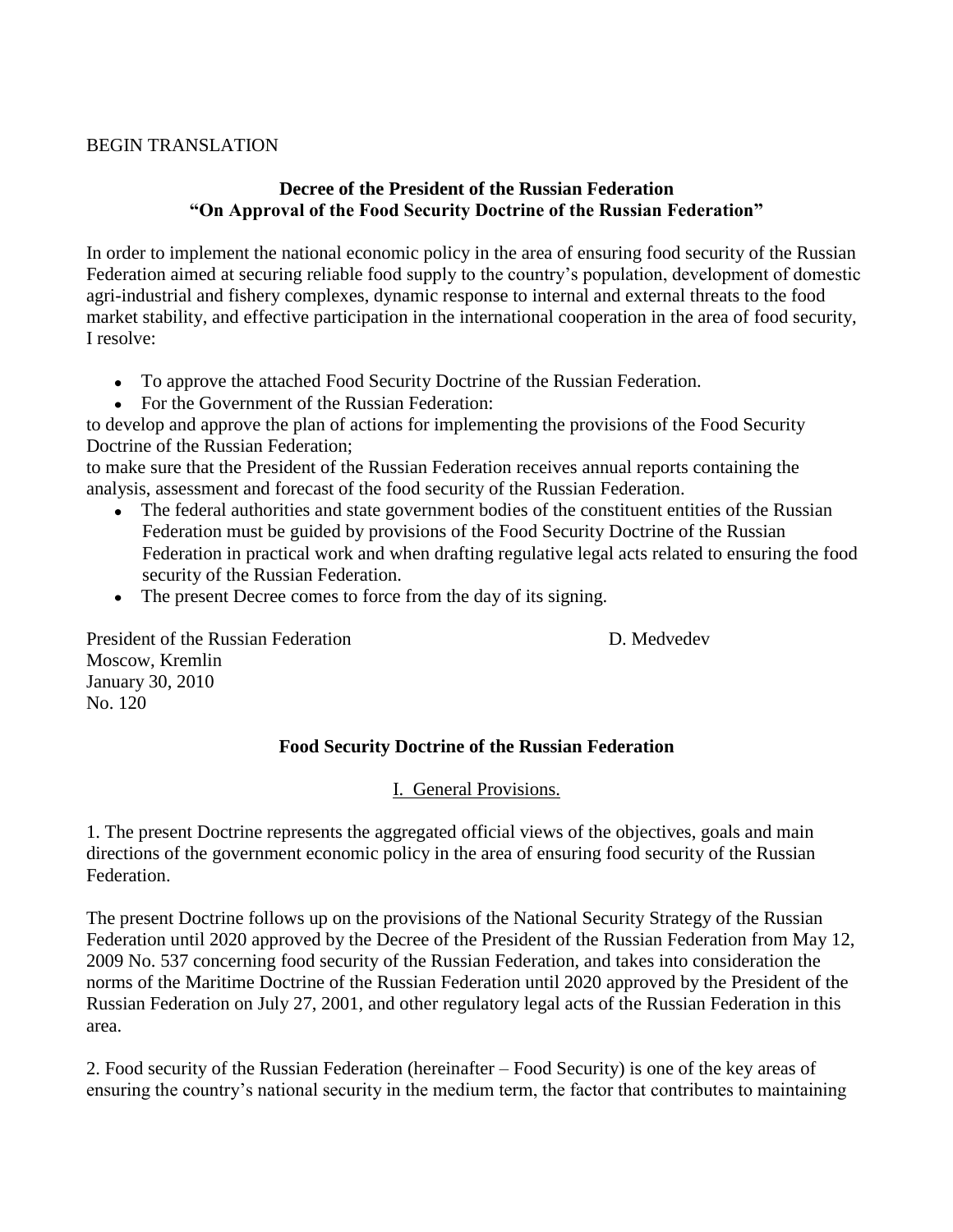BEGIN TRANSLATION

**Decree of the President of the Russian Federation**
**"On Approval of the Food Security Doctrine of the Russian Federation"**

In order to implement the national economic policy in the area of ensuring food security of the Russian Federation aimed at securing reliable food supply to the country's population, development of domestic agri-industrial and fishery complexes, dynamic response to internal and external threats to the food market stability, and effective participation in the international cooperation in the area of food security, I resolve:

- To approve the attached Food Security Doctrine of the Russian Federation.
- For the Government of the Russian Federation:

to develop and approve the plan of actions for implementing the provisions of the Food Security Doctrine of the Russian Federation;

to make sure that the President of the Russian Federation receives annual reports containing the analysis, assessment and forecast of the food security of the Russian Federation.

- The federal authorities and state government bodies of the constituent entities of the Russian Federation must be guided by provisions of the Food Security Doctrine of the Russian Federation in practical work and when drafting regulative legal acts related to ensuring the food security of the Russian Federation.
- The present Decree comes to force from the day of its signing.

President of the Russian Federation D. Medvedev
Moscow, Kremlin
January 30, 2010
No. 120

## Food Security Doctrine of the Russian Federation

### I. General Provisions.

1. The present Doctrine represents the aggregated official views of the objectives, goals and main directions of the government economic policy in the area of ensuring food security of the Russian Federation.

The present Doctrine follows up on the provisions of the National Security Strategy of the Russian Federation until 2020 approved by the Decree of the President of the Russian Federation from May 12, 2009 No. 537 concerning food security of the Russian Federation, and takes into consideration the norms of the Maritime Doctrine of the Russian Federation until 2020 approved by the President of the Russian Federation on July 27, 2001, and other regulatory legal acts of the Russian Federation in this area.

2. Food security of the Russian Federation (hereinafter – Food Security) is one of the key areas of ensuring the country's national security in the medium term, the factor that contributes to maintaining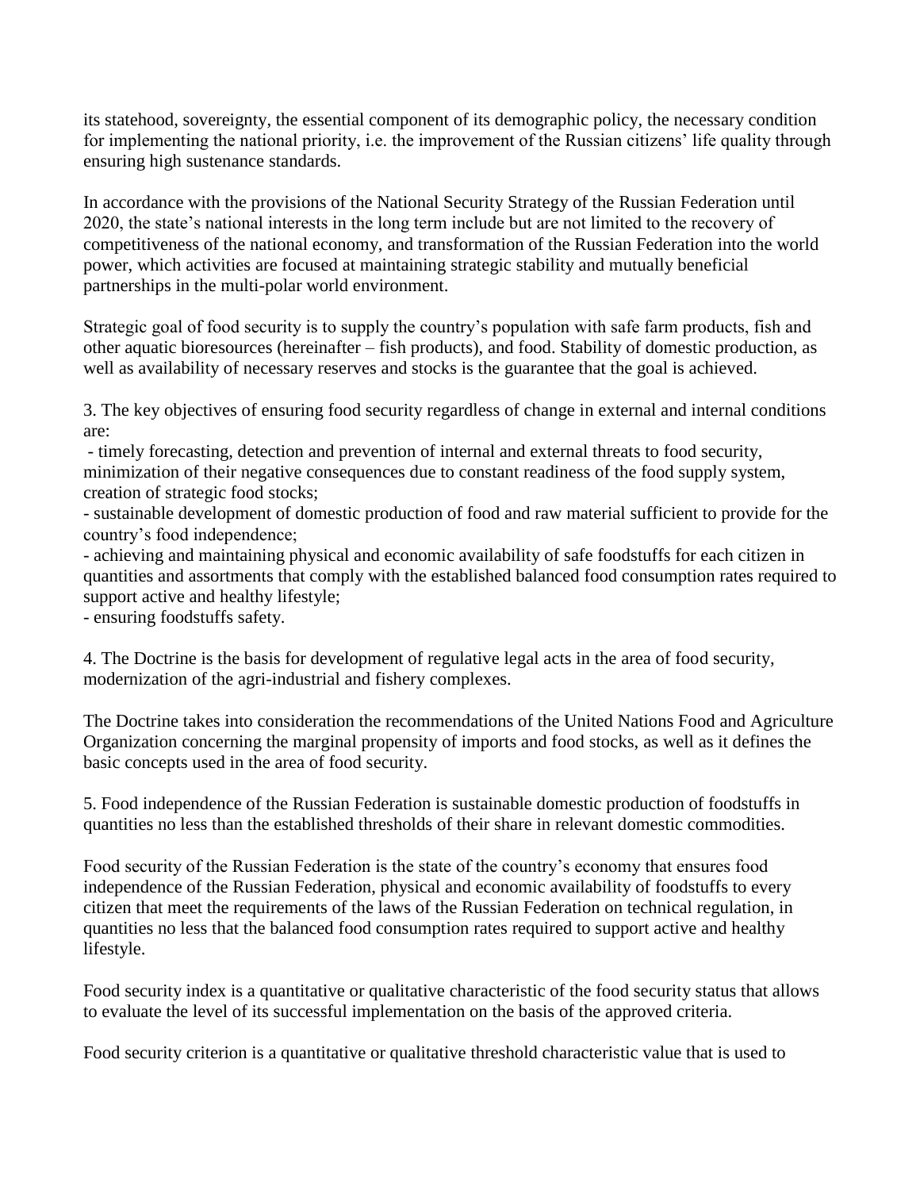its statehood, sovereignty, the essential component of its demographic policy, the necessary condition for implementing the national priority, i.e. the improvement of the Russian citizens' life quality through ensuring high sustenance standards.

In accordance with the provisions of the National Security Strategy of the Russian Federation until 2020, the state's national interests in the long term include but are not limited to the recovery of competitiveness of the national economy, and transformation of the Russian Federation into the world power, which activities are focused at maintaining strategic stability and mutually beneficial partnerships in the multi-polar world environment.

Strategic goal of food security is to supply the country's population with safe farm products, fish and other aquatic bioresources (hereinafter – fish products), and food. Stability of domestic production, as well as availability of necessary reserves and stocks is the guarantee that the goal is achieved.

3. The key objectives of ensuring food security regardless of change in external and internal conditions are:

- timely forecasting, detection and prevention of internal and external threats to food security, minimization of their negative consequences due to constant readiness of the food supply system, creation of strategic food stocks;
- sustainable development of domestic production of food and raw material sufficient to provide for the country's food independence;
- achieving and maintaining physical and economic availability of safe foodstuffs for each citizen in quantities and assortments that comply with the established balanced food consumption rates required to support active and healthy lifestyle;
- ensuring foodstuffs safety.

4. The Doctrine is the basis for development of regulative legal acts in the area of food security, modernization of the agri-industrial and fishery complexes.

The Doctrine takes into consideration the recommendations of the United Nations Food and Agriculture Organization concerning the marginal propensity of imports and food stocks, as well as it defines the basic concepts used in the area of food security.

5. Food independence of the Russian Federation is sustainable domestic production of foodstuffs in quantities no less than the established thresholds of their share in relevant domestic commodities.

Food security of the Russian Federation is the state of the country's economy that ensures food independence of the Russian Federation, physical and economic availability of foodstuffs to every citizen that meet the requirements of the laws of the Russian Federation on technical regulation, in quantities no less that the balanced food consumption rates required to support active and healthy lifestyle.

Food security index is a quantitative or qualitative characteristic of the food security status that allows to evaluate the level of its successful implementation on the basis of the approved criteria.

Food security criterion is a quantitative or qualitative threshold characteristic value that is used to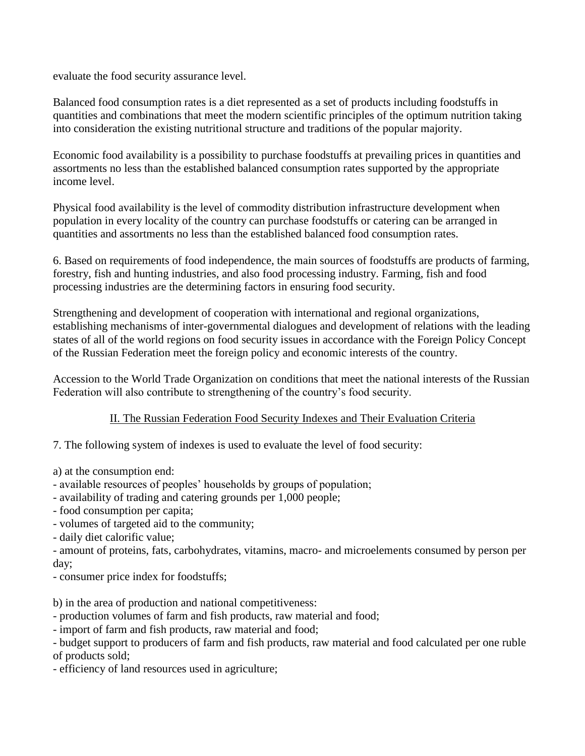evaluate the food security assurance level.

Balanced food consumption rates is a diet represented as a set of products including foodstuffs in quantities and combinations that meet the modern scientific principles of the optimum nutrition taking into consideration the existing nutritional structure and traditions of the popular majority.

Economic food availability is a possibility to purchase foodstuffs at prevailing prices in quantities and assortments no less than the established balanced consumption rates supported by the appropriate income level.

Physical food availability is the level of commodity distribution infrastructure development when population in every locality of the country can purchase foodstuffs or catering can be arranged in quantities and assortments no less than the established balanced food consumption rates.

6. Based on requirements of food independence, the main sources of foodstuffs are products of farming, forestry, fish and hunting industries, and also food processing industry. Farming, fish and food processing industries are the determining factors in ensuring food security.

Strengthening and development of cooperation with international and regional organizations, establishing mechanisms of inter-governmental dialogues and development of relations with the leading states of all of the world regions on food security issues in accordance with the Foreign Policy Concept of the Russian Federation meet the foreign policy and economic interests of the country.

Accession to the World Trade Organization on conditions that meet the national interests of the Russian Federation will also contribute to strengthening of the country's food security.

## II. The Russian Federation Food Security Indexes and Their Evaluation Criteria

7. The following system of indexes is used to evaluate the level of food security:

a) at the consumption end:
- available resources of peoples' households by groups of population;
- availability of trading and catering grounds per 1,000 people;
- food consumption per capita;
- volumes of targeted aid to the community;
- daily diet calorific value;
- amount of proteins, fats, carbohydrates, vitamins, macro- and microelements consumed by person per day;
- consumer price index for foodstuffs;

b) in the area of production and national competitiveness:
- production volumes of farm and fish products, raw material and food;
- import of farm and fish products, raw material and food;
- budget support to producers of farm and fish products, raw material and food calculated per one ruble of products sold;
- efficiency of land resources used in agriculture;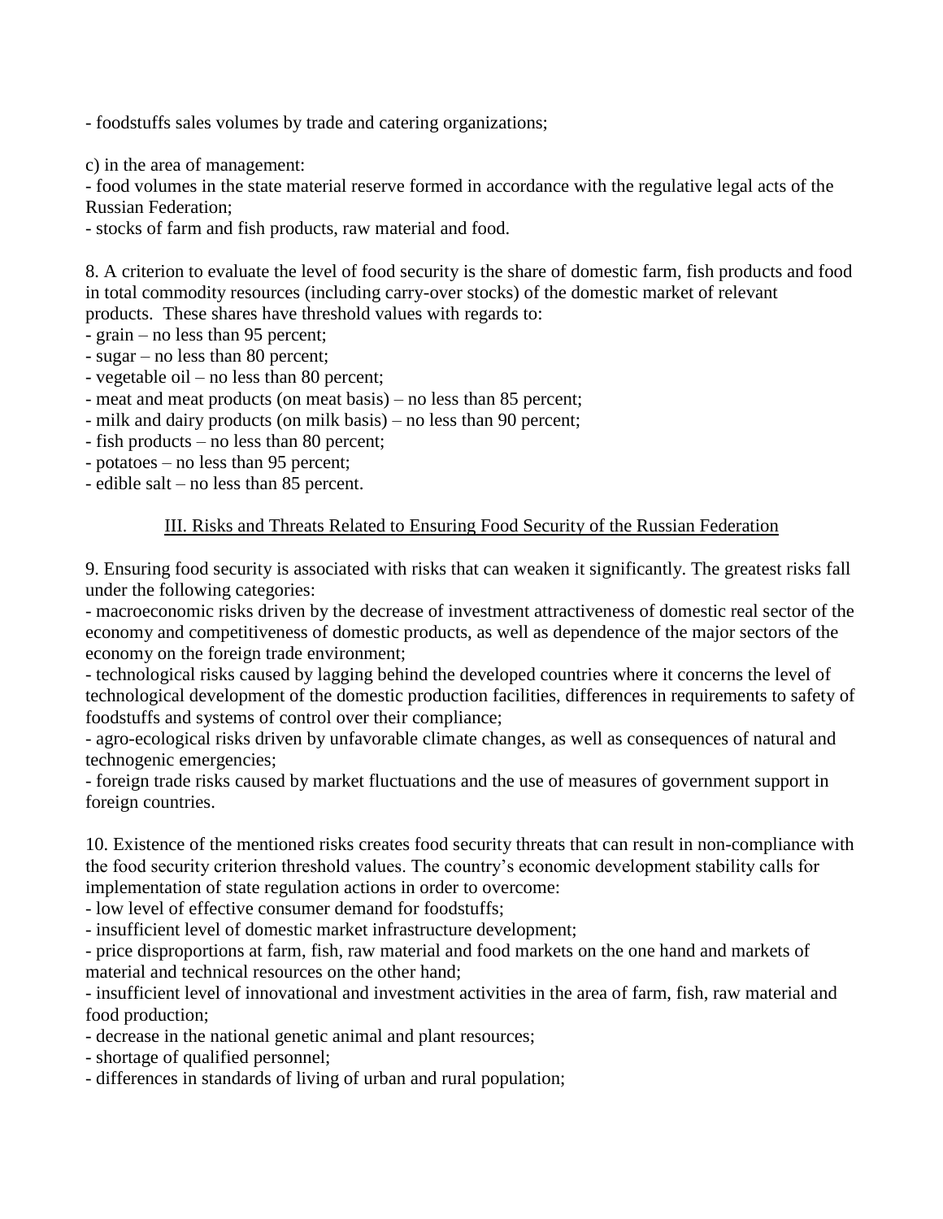- foodstuffs sales volumes by trade and catering organizations;

c) in the area of management:
- food volumes in the state material reserve formed in accordance with the regulative legal acts of the Russian Federation;
- stocks of farm and fish products, raw material and food.

8. A criterion to evaluate the level of food security is the share of domestic farm, fish products and food in total commodity resources (including carry-over stocks) of the domestic market of relevant products. These shares have threshold values with regards to:
- grain – no less than 95 percent;
- sugar – no less than 80 percent;
- vegetable oil – no less than 80 percent;
- meat and meat products (on meat basis) – no less than 85 percent;
- milk and dairy products (on milk basis) – no less than 90 percent;
- fish products – no less than 80 percent;
- potatoes – no less than 95 percent;
- edible salt – no less than 85 percent.

## III. Risks and Threats Related to Ensuring Food Security of the Russian Federation

9. Ensuring food security is associated with risks that can weaken it significantly. The greatest risks fall under the following categories:
- macroeconomic risks driven by the decrease of investment attractiveness of domestic real sector of the economy and competitiveness of domestic products, as well as dependence of the major sectors of the economy on the foreign trade environment;
- technological risks caused by lagging behind the developed countries where it concerns the level of technological development of the domestic production facilities, differences in requirements to safety of foodstuffs and systems of control over their compliance;
- agro-ecological risks driven by unfavorable climate changes, as well as consequences of natural and technogenic emergencies;
- foreign trade risks caused by market fluctuations and the use of measures of government support in foreign countries.

10. Existence of the mentioned risks creates food security threats that can result in non-compliance with the food security criterion threshold values. The country's economic development stability calls for implementation of state regulation actions in order to overcome:
- low level of effective consumer demand for foodstuffs;
- insufficient level of domestic market infrastructure development;
- price disproportions at farm, fish, raw material and food markets on the one hand and markets of material and technical resources on the other hand;
- insufficient level of innovational and investment activities in the area of farm, fish, raw material and food production;
- decrease in the national genetic animal and plant resources;
- shortage of qualified personnel;
- differences in standards of living of urban and rural population;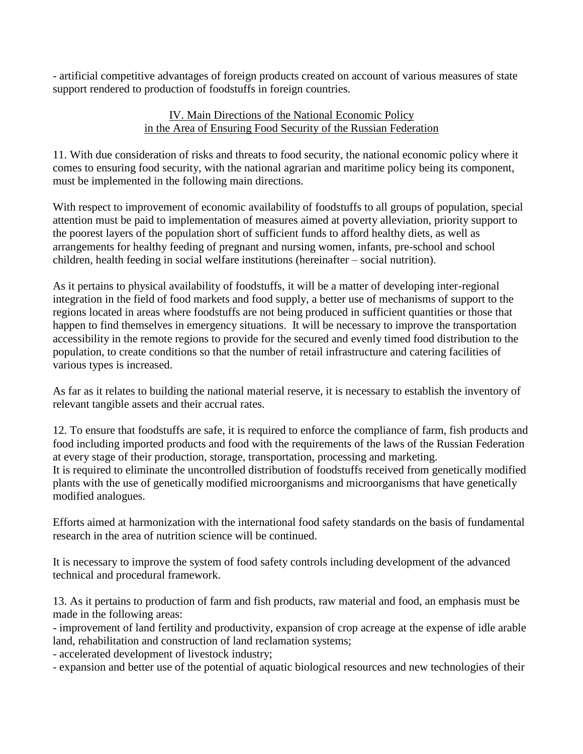- artificial competitive advantages of foreign products created on account of various measures of state support rendered to production of foodstuffs in foreign countries.

## IV. Main Directions of the National Economic Policy in the Area of Ensuring Food Security of the Russian Federation

11. With due consideration of risks and threats to food security, the national economic policy where it comes to ensuring food security, with the national agrarian and maritime policy being its component, must be implemented in the following main directions.

With respect to improvement of economic availability of foodstuffs to all groups of population, special attention must be paid to implementation of measures aimed at poverty alleviation, priority support to the poorest layers of the population short of sufficient funds to afford healthy diets, as well as arrangements for healthy feeding of pregnant and nursing women, infants, pre-school and school children, health feeding in social welfare institutions (hereinafter – social nutrition).

As it pertains to physical availability of foodstuffs, it will be a matter of developing inter-regional integration in the field of food markets and food supply, a better use of mechanisms of support to the regions located in areas where foodstuffs are not being produced in sufficient quantities or those that happen to find themselves in emergency situations. It will be necessary to improve the transportation accessibility in the remote regions to provide for the secured and evenly timed food distribution to the population, to create conditions so that the number of retail infrastructure and catering facilities of various types is increased.

As far as it relates to building the national material reserve, it is necessary to establish the inventory of relevant tangible assets and their accrual rates.

12. To ensure that foodstuffs are safe, it is required to enforce the compliance of farm, fish products and food including imported products and food with the requirements of the laws of the Russian Federation at every stage of their production, storage, transportation, processing and marketing.
It is required to eliminate the uncontrolled distribution of foodstuffs received from genetically modified plants with the use of genetically modified microorganisms and microorganisms that have genetically modified analogues.

Efforts aimed at harmonization with the international food safety standards on the basis of fundamental research in the area of nutrition science will be continued.

It is necessary to improve the system of food safety controls including development of the advanced technical and procedural framework.

13. As it pertains to production of farm and fish products, raw material and food, an emphasis must be made in the following areas:
- improvement of land fertility and productivity, expansion of crop acreage at the expense of idle arable land, rehabilitation and construction of land reclamation systems;
- accelerated development of livestock industry;
- expansion and better use of the potential of aquatic biological resources and new technologies of their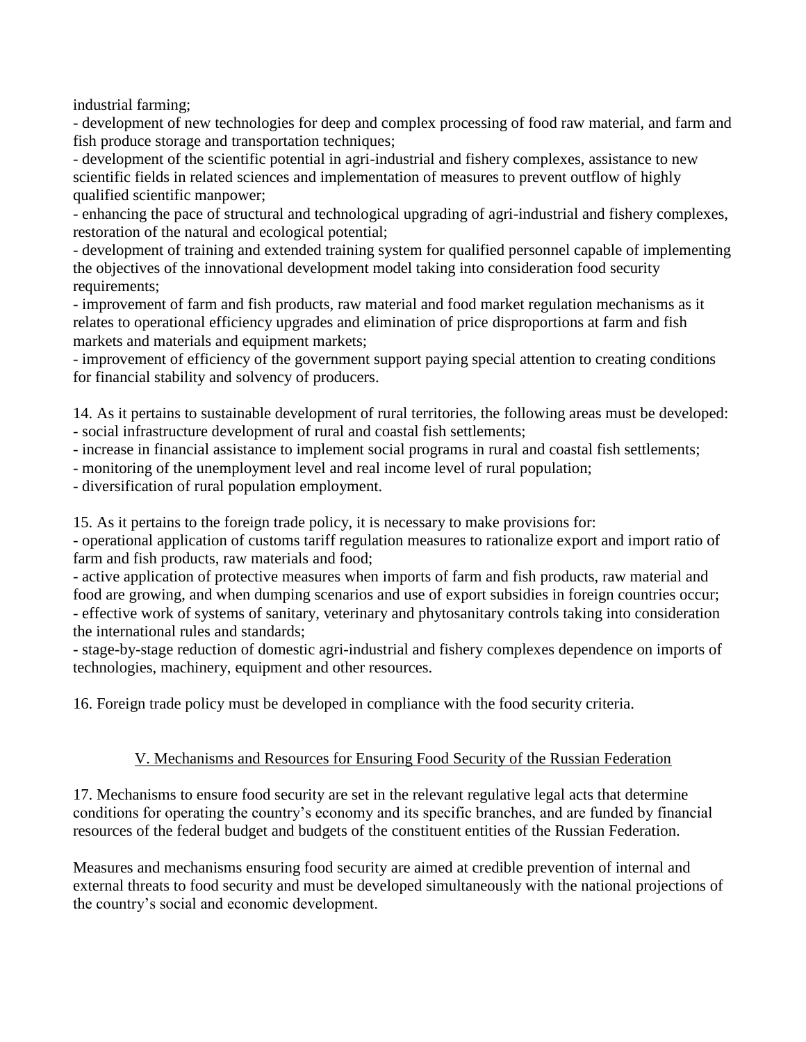industrial farming;

- development of new technologies for deep and complex processing of food raw material, and farm and fish produce storage and transportation techniques;
- development of the scientific potential in agri-industrial and fishery complexes, assistance to new scientific fields in related sciences and implementation of measures to prevent outflow of highly qualified scientific manpower;
- enhancing the pace of structural and technological upgrading of agri-industrial and fishery complexes, restoration of the natural and ecological potential;
- development of training and extended training system for qualified personnel capable of implementing the objectives of the innovational development model taking into consideration food security requirements;
- improvement of farm and fish products, raw material and food market regulation mechanisms as it relates to operational efficiency upgrades and elimination of price disproportions at farm and fish markets and materials and equipment markets;
- improvement of efficiency of the government support paying special attention to creating conditions for financial stability and solvency of producers.

14. As it pertains to sustainable development of rural territories, the following areas must be developed:

- social infrastructure development of rural and coastal fish settlements;
- increase in financial assistance to implement social programs in rural and coastal fish settlements;
- monitoring of the unemployment level and real income level of rural population;
- diversification of rural population employment.

15. As it pertains to the foreign trade policy, it is necessary to make provisions for:

- operational application of customs tariff regulation measures to rationalize export and import ratio of farm and fish products, raw materials and food;
- active application of protective measures when imports of farm and fish products, raw material and food are growing, and when dumping scenarios and use of export subsidies in foreign countries occur;
- effective work of systems of sanitary, veterinary and phytosanitary controls taking into consideration the international rules and standards;
- stage-by-stage reduction of domestic agri-industrial and fishery complexes dependence on imports of technologies, machinery, equipment and other resources.

16. Foreign trade policy must be developed in compliance with the food security criteria.

## V. Mechanisms and Resources for Ensuring Food Security of the Russian Federation

17. Mechanisms to ensure food security are set in the relevant regulative legal acts that determine conditions for operating the country's economy and its specific branches, and are funded by financial resources of the federal budget and budgets of the constituent entities of the Russian Federation.

Measures and mechanisms ensuring food security are aimed at credible prevention of internal and external threats to food security and must be developed simultaneously with the national projections of the country's social and economic development.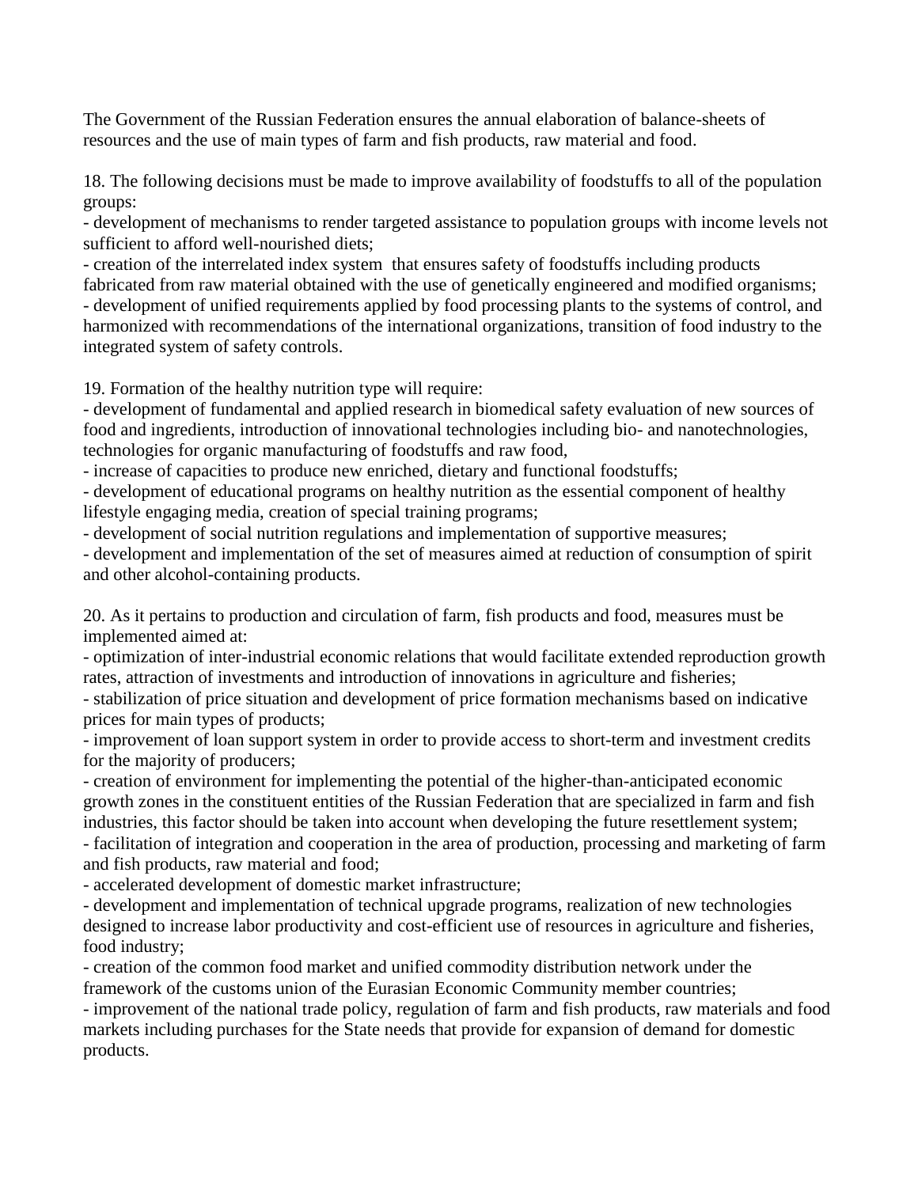The Government of the Russian Federation ensures the annual elaboration of balance-sheets of resources and the use of main types of farm and fish products, raw material and food.

18. The following decisions must be made to improve availability of foodstuffs to all of the population groups:
- development of mechanisms to render targeted assistance to population groups with income levels not sufficient to afford well-nourished diets;
- creation of the interrelated index system that ensures safety of foodstuffs including products fabricated from raw material obtained with the use of genetically engineered and modified organisms;
- development of unified requirements applied by food processing plants to the systems of control, and harmonized with recommendations of the international organizations, transition of food industry to the integrated system of safety controls.

19. Formation of the healthy nutrition type will require:
- development of fundamental and applied research in biomedical safety evaluation of new sources of food and ingredients, introduction of innovational technologies including bio- and nanotechnologies, technologies for organic manufacturing of foodstuffs and raw food,
- increase of capacities to produce new enriched, dietary and functional foodstuffs;
- development of educational programs on healthy nutrition as the essential component of healthy lifestyle engaging media, creation of special training programs;
- development of social nutrition regulations and implementation of supportive measures;
- development and implementation of the set of measures aimed at reduction of consumption of spirit and other alcohol-containing products.

20. As it pertains to production and circulation of farm, fish products and food, measures must be implemented aimed at:
- optimization of inter-industrial economic relations that would facilitate extended reproduction growth rates, attraction of investments and introduction of innovations in agriculture and fisheries;
- stabilization of price situation and development of price formation mechanisms based on indicative prices for main types of products;
- improvement of loan support system in order to provide access to short-term and investment credits for the majority of producers;
- creation of environment for implementing the potential of the higher-than-anticipated economic growth zones in the constituent entities of the Russian Federation that are specialized in farm and fish industries, this factor should be taken into account when developing the future resettlement system;
- facilitation of integration and cooperation in the area of production, processing and marketing of farm and fish products, raw material and food;
- accelerated development of domestic market infrastructure;
- development and implementation of technical upgrade programs, realization of new technologies designed to increase labor productivity and cost-efficient use of resources in agriculture and fisheries, food industry;
- creation of the common food market and unified commodity distribution network under the framework of the customs union of the Eurasian Economic Community member countries;
- improvement of the national trade policy, regulation of farm and fish products, raw materials and food markets including purchases for the State needs that provide for expansion of demand for domestic products.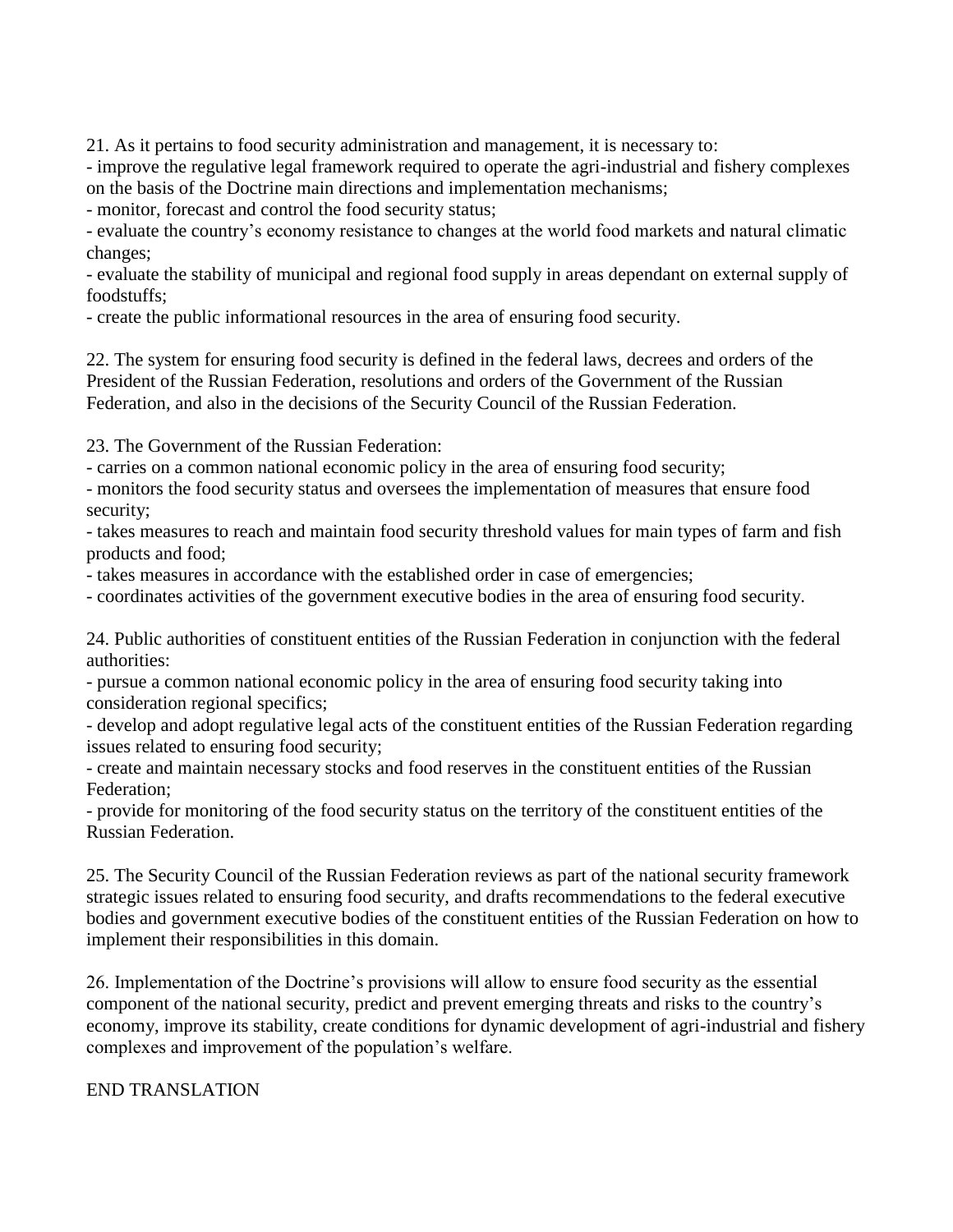21. As it pertains to food security administration and management, it is necessary to:
- improve the regulative legal framework required to operate the agri-industrial and fishery complexes on the basis of the Doctrine main directions and implementation mechanisms;
- monitor, forecast and control the food security status;
- evaluate the country's economy resistance to changes at the world food markets and natural climatic changes;
- evaluate the stability of municipal and regional food supply in areas dependant on external supply of foodstuffs;
- create the public informational resources in the area of ensuring food security.

22. The system for ensuring food security is defined in the federal laws, decrees and orders of the President of the Russian Federation, resolutions and orders of the Government of the Russian Federation, and also in the decisions of the Security Council of the Russian Federation.

23. The Government of the Russian Federation:
- carries on a common national economic policy in the area of ensuring food security;
- monitors the food security status and oversees the implementation of measures that ensure food security;
- takes measures to reach and maintain food security threshold values for main types of farm and fish products and food;
- takes measures in accordance with the established order in case of emergencies;
- coordinates activities of the government executive bodies in the area of ensuring food security.

24. Public authorities of constituent entities of the Russian Federation in conjunction with the federal authorities:
- pursue a common national economic policy in the area of ensuring food security taking into consideration regional specifics;
- develop and adopt regulative legal acts of the constituent entities of the Russian Federation regarding issues related to ensuring food security;
- create and maintain necessary stocks and food reserves in the constituent entities of the Russian Federation;
- provide for monitoring of the food security status on the territory of the constituent entities of the Russian Federation.

25. The Security Council of the Russian Federation reviews as part of the national security framework strategic issues related to ensuring food security, and drafts recommendations to the federal executive bodies and government executive bodies of the constituent entities of the Russian Federation on how to implement their responsibilities in this domain.

26. Implementation of the Doctrine's provisions will allow to ensure food security as the essential component of the national security, predict and prevent emerging threats and risks to the country's economy, improve its stability, create conditions for dynamic development of agri-industrial and fishery complexes and improvement of the population's welfare.

END TRANSLATION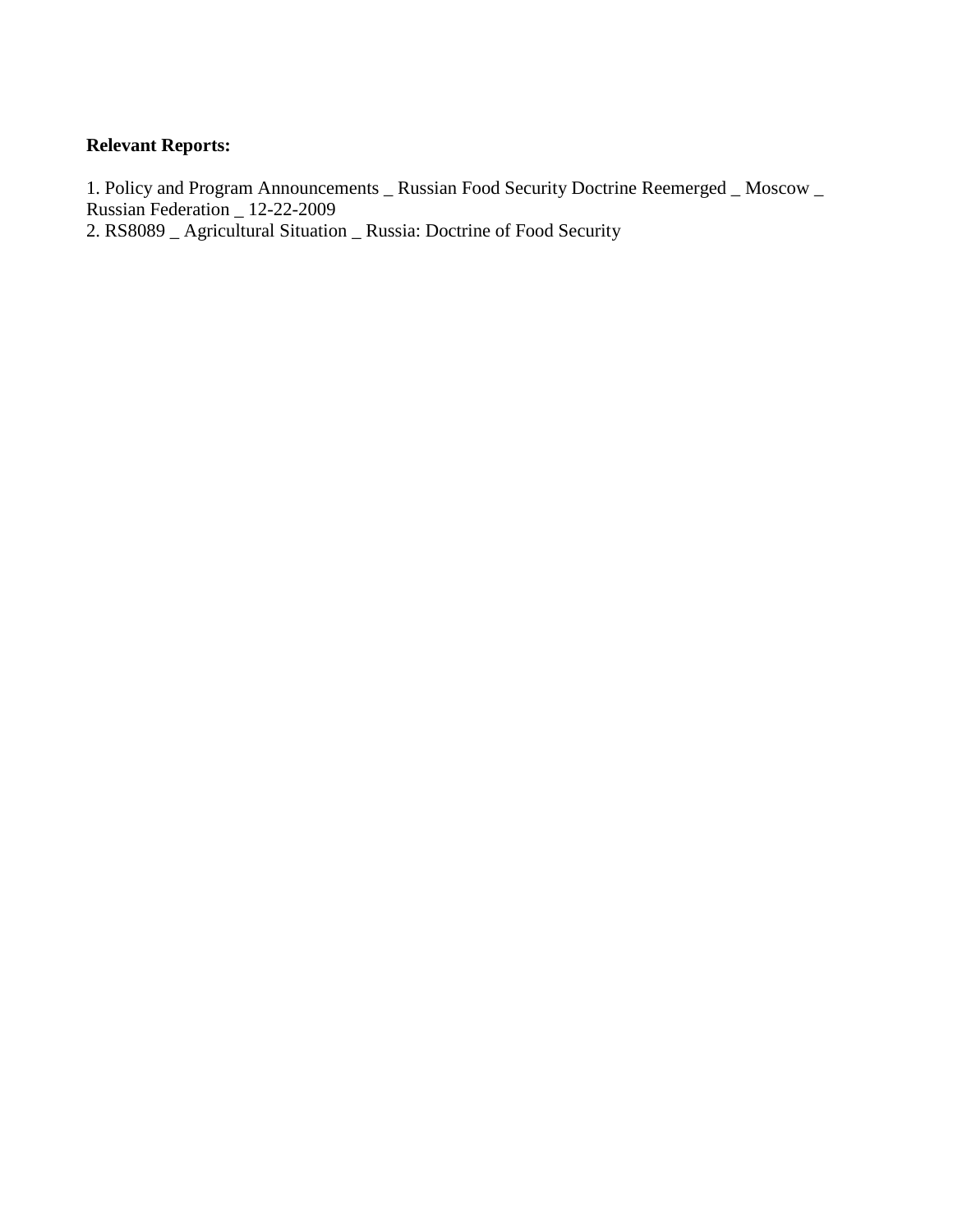**Relevant Reports:**

1. Policy and Program Announcements _ Russian Food Security Doctrine Reemerged _ Moscow _ Russian Federation _ 12-22-2009
2. RS8089 _ Agricultural Situation _ Russia: Doctrine of Food Security